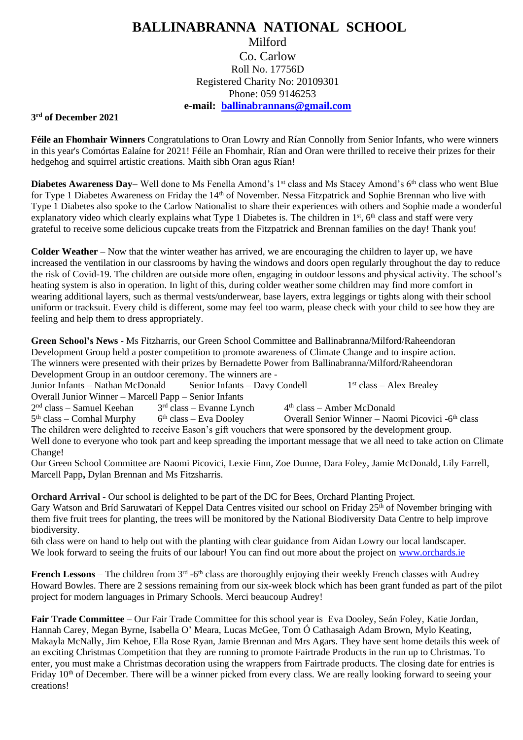# BALLINABRANNA NATIONAL SCHOOL

Milford
Co. Carlow
Roll No. 17756D
Registered Charity No: 20109301
Phone: 059 9146253
**e-mail: ballinabrannans@gmail.com**

**3rd of December 2021**

**Féile an Fhomhair Winners** Congratulations to Oran Lowry and Rían Connolly from Senior Infants, who were winners in this year's Comórtas Ealaíne for 2021! Féile an Fhomhair, Rían and Oran were thrilled to receive their prizes for their hedgehog and squirrel artistic creations. Maith sibh Oran agus Rían!

**Diabetes Awareness Day–** Well done to Ms Fenella Amond's 1st class and Ms Stacey Amond's 6th class who went Blue for Type 1 Diabetes Awareness on Friday the 14th of November. Nessa Fitzpatrick and Sophie Brennan who live with Type 1 Diabetes also spoke to the Carlow Nationalist to share their experiences with others and Sophie made a wonderful explanatory video which clearly explains what Type 1 Diabetes is. The children in 1st, 6th class and staff were very grateful to receive some delicious cupcake treats from the Fitzpatrick and Brennan families on the day! Thank you!

**Colder Weather** – Now that the winter weather has arrived, we are encouraging the children to layer up, we have increased the ventilation in our classrooms by having the windows and doors open regularly throughout the day to reduce the risk of Covid-19. The children are outside more often, engaging in outdoor lessons and physical activity. The school's heating system is also in operation. In light of this, during colder weather some children may find more comfort in wearing additional layers, such as thermal vests/underwear, base layers, extra leggings or tights along with their school uniform or tracksuit. Every child is different, some may feel too warm, please check with your child to see how they are feeling and help them to dress appropriately.

**Green School's News** - Ms Fitzharris, our Green School Committee and Ballinabranna/Milford/Raheendoran Development Group held a poster competition to promote awareness of Climate Change and to inspire action. The winners were presented with their prizes by Bernadette Power from Ballinabranna/Milford/Raheendoran Development Group in an outdoor ceremony. The winners are -
Junior Infants – Nathan McDonald   Senior Infants – Davy Condell   1st class – Alex Brealey
Overall Junior Winner – Marcell Papp – Senior Infants
2nd class – Samuel Keehan   3rd class – Evanne Lynch   4th class – Amber McDonald
5th class – Comhal Murphy   6th class – Eva Dooley   Overall Senior Winner – Naomi Picovici -6th class
The children were delighted to receive Eason's gift vouchers that were sponsored by the development group.
Well done to everyone who took part and keep spreading the important message that we all need to take action on Climate Change!
Our Green School Committee are Naomi Picovici, Lexie Finn, Zoe Dunne, Dara Foley, Jamie McDonald, Lily Farrell, Marcell Papp**,** Dylan Brennan and Ms Fitzsharris.

**Orchard Arrival** - Our school is delighted to be part of the DC for Bees, Orchard Planting Project.
Gary Watson and Bríd Saruwatari of Keppel Data Centres visited our school on Friday 25th of November bringing with them five fruit trees for planting, the trees will be monitored by the National Biodiversity Data Centre to help improve biodiversity.
6th class were on hand to help out with the planting with clear guidance from Aidan Lowry our local landscaper.
We look forward to seeing the fruits of our labour! You can find out more about the project on www.orchards.ie

**French Lessons** – The children from 3rd -6th class are thoroughly enjoying their weekly French classes with Audrey Howard Bowles. There are 2 sessions remaining from our six-week block which has been grant funded as part of the pilot project for modern languages in Primary Schools. Merci beaucoup Audrey!

**Fair Trade Committee –** Our Fair Trade Committee for this school year is Eva Dooley, Seán Foley, Katie Jordan, Hannah Carey, Megan Byrne, Isabella O' Meara, Lucas McGee, Tom Ó Cathasaigh Adam Brown, Mylo Keating, Makayla McNally, Jim Kehoe, Ella Rose Ryan, Jamie Brennan and Mrs Agars. They have sent home details this week of an exciting Christmas Competition that they are running to promote Fairtrade Products in the run up to Christmas. To enter, you must make a Christmas decoration using the wrappers from Fairtrade products. The closing date for entries is Friday 10th of December. There will be a winner picked from every class. We are really looking forward to seeing your creations!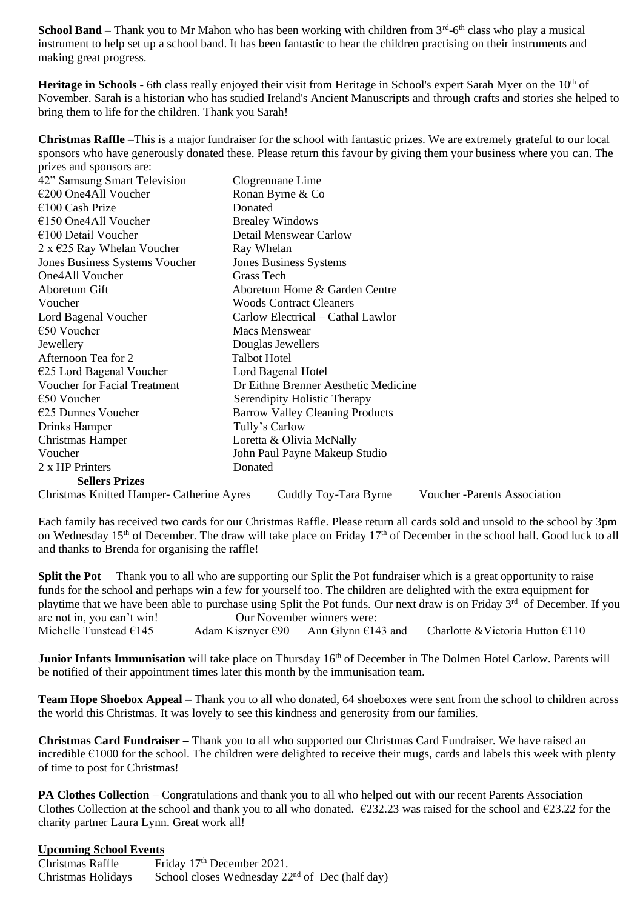**School Band** – Thank you to Mr Mahon who has been working with children from 3rd-6th class who play a musical instrument to help set up a school band. It has been fantastic to hear the children practising on their instruments and making great progress.

**Heritage in Schools** - 6th class really enjoyed their visit from Heritage in School's expert Sarah Myer on the 10th of November. Sarah is a historian who has studied Ireland's Ancient Manuscripts and through crafts and stories she helped to bring them to life for the children. Thank you Sarah!

**Christmas Raffle** –This is a major fundraiser for the school with fantastic prizes. We are extremely grateful to our local sponsors who have generously donated these. Please return this favour by giving them your business where you can. The prizes and sponsors are:

| | |
|---|---|
| 42" Samsung Smart Television | Clogrennane Lime |
| €200 One4All Voucher | Ronan Byrne & Co |
| €100 Cash Prize | Donated |
| €150 One4All Voucher | Brealey Windows |
| €100 Detail Voucher | Detail Menswear Carlow |
| 2 x €25 Ray Whelan Voucher | Ray Whelan |
| Jones Business Systems Voucher | Jones Business Systems |
| One4All Voucher | Grass Tech |
| Aboretum Gift | Aboretum Home & Garden Centre |
| Voucher | Woods Contract Cleaners |
| Lord Bagenal Voucher | Carlow Electrical – Cathal Lawlor |
| €50 Voucher | Macs Menswear |
| Jewellery | Douglas Jewellers |
| Afternoon Tea for 2 | Talbot Hotel |
| €25 Lord Bagenal Voucher | Lord Bagenal Hotel |
| Voucher for Facial Treatment | Dr Eithne Brenner Aesthetic Medicine |
| €50 Voucher | Serendipity Holistic Therapy |
| €25 Dunnes Voucher | Barrow Valley Cleaning Products |
| Drinks Hamper | Tully's Carlow |
| Christmas Hamper | Loretta & Olivia McNally |
| Voucher | John Paul Payne Makeup Studio |
| 2 x HP Printers | Donated |

**Sellers Prizes**

Christmas Knitted Hamper- Catherine Ayres    Cuddly Toy-Tara Byrne    Voucher -Parents Association

Each family has received two cards for our Christmas Raffle. Please return all cards sold and unsold to the school by 3pm on Wednesday 15th of December. The draw will take place on Friday 17th of December in the school hall. Good luck to all and thanks to Brenda for organising the raffle!

**Split the Pot** Thank you to all who are supporting our Split the Pot fundraiser which is a great opportunity to raise funds for the school and perhaps win a few for yourself too. The children are delighted with the extra equipment for playtime that we have been able to purchase using Split the Pot funds. Our next draw is on Friday 3rd of December. If you are not in, you can't win! Our November winners were:
Michelle Tunstead €145    Adam Kisznyer €90    Ann Glynn €143 and    Charlotte &Victoria Hutton €110

**Junior Infants Immunisation** will take place on Thursday 16th of December in The Dolmen Hotel Carlow. Parents will be notified of their appointment times later this month by the immunisation team.

**Team Hope Shoebox Appeal** – Thank you to all who donated, 64 shoeboxes were sent from the school to children across the world this Christmas. It was lovely to see this kindness and generosity from our families.

**Christmas Card Fundraiser –** Thank you to all who supported our Christmas Card Fundraiser. We have raised an incredible €1000 for the school. The children were delighted to receive their mugs, cards and labels this week with plenty of time to post for Christmas!

**PA Clothes Collection** – Congratulations and thank you to all who helped out with our recent Parents Association Clothes Collection at the school and thank you to all who donated. €232.23 was raised for the school and €23.22 for the charity partner Laura Lynn. Great work all!

## Upcoming School Events

| | |
|---|---|
| Christmas Raffle | Friday 17th December 2021. |
| Christmas Holidays | School closes Wednesday 22nd of Dec (half day) |